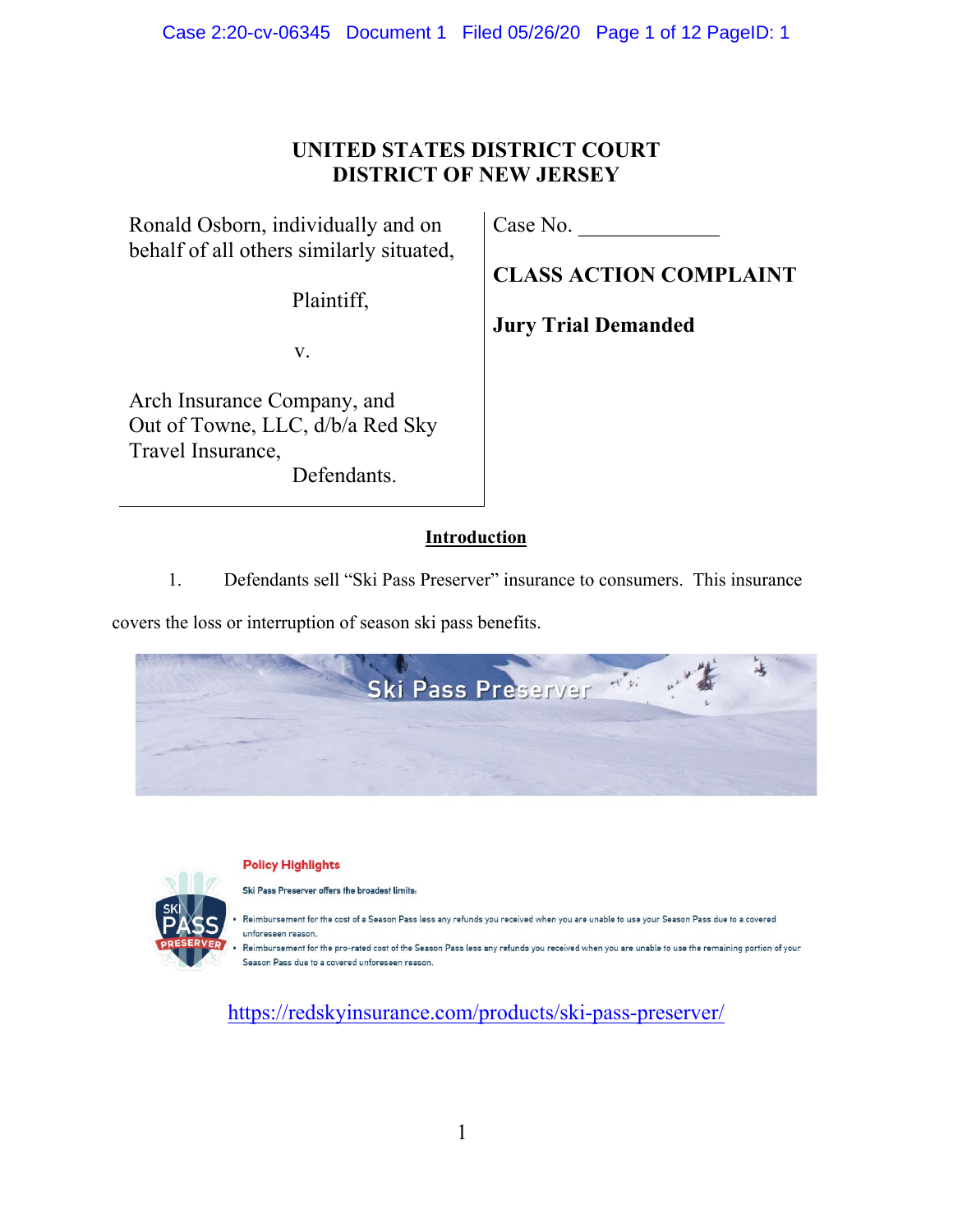# UNITED STATES DISTRICT COURT
# DISTRICT OF NEW JERSEY

| | |
|---|---|
| Ronald Osborn, individually and on behalf of all others similarly situated,<br><br>Plaintiff,<br><br>v.<br><br>Arch Insurance Company, and Out of Towne, LLC, d/b/a Red Sky Travel Insurance,<br><br>Defendants. | Case No. \_\_\_\_\_\_\_\_\_\_\_\_\_<br><br>**CLASS ACTION COMPLAINT**<br><br>**Jury Trial Demanded** |

## Introduction

1. Defendants sell "Ski Pass Preserver" insurance to consumers. This insurance covers the loss or interruption of season ski pass benefits.

Ski Pass Preserver

**Policy Highlights**

Ski Pass Preserver offers the broadest limits:

- Reimbursement for the cost of a Season Pass less any refunds you received when you are unable to use your Season Pass due to a covered unforeseen reason.
- Reimbursement for the pro-rated cost of the Season Pass less any refunds you received when you are unable to use the remaining portion of your Season Pass due to a covered unforeseen reason.

https://redskyinsurance.com/products/ski-pass-preserver/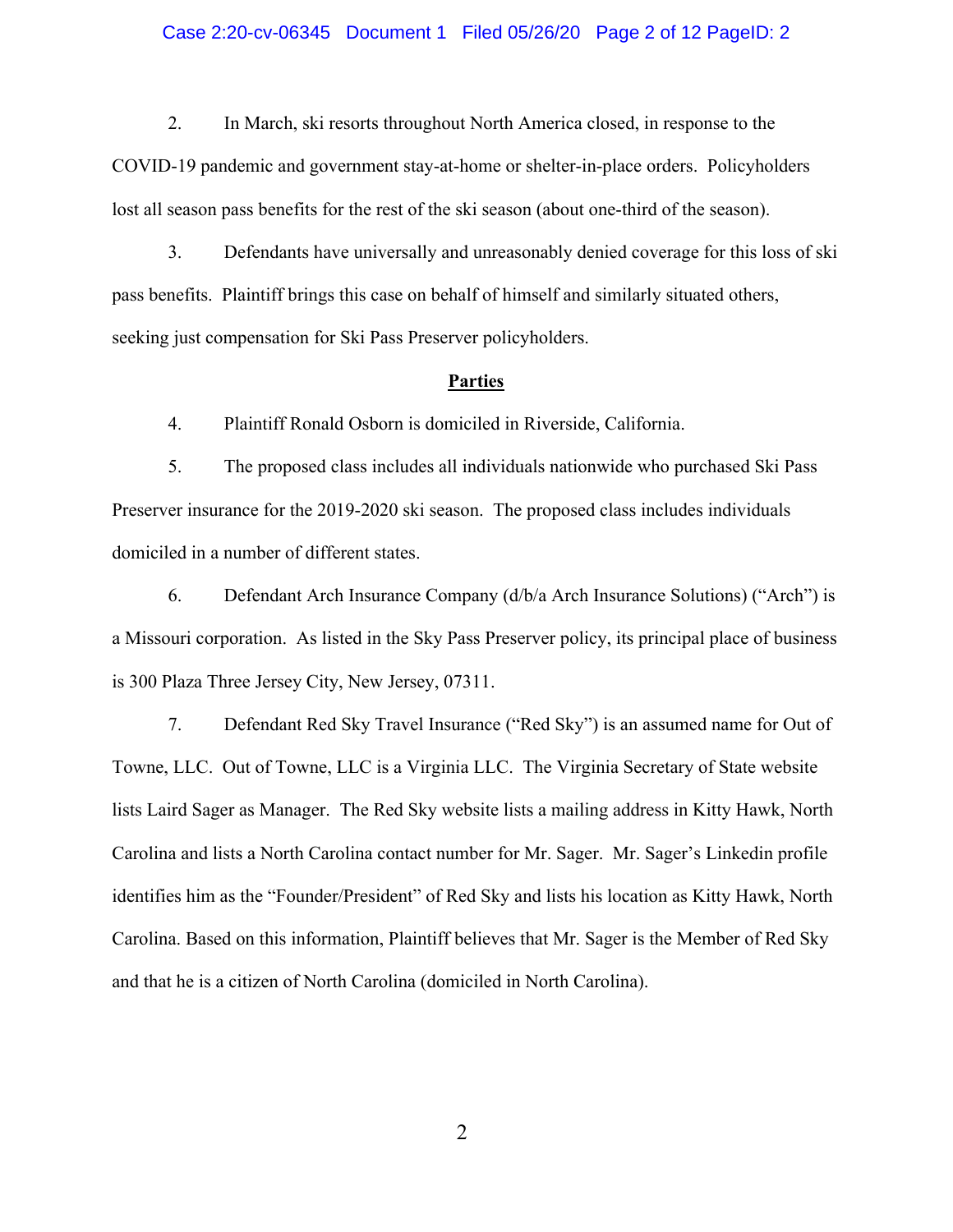2. In March, ski resorts throughout North America closed, in response to the COVID-19 pandemic and government stay-at-home or shelter-in-place orders. Policyholders lost all season pass benefits for the rest of the ski season (about one-third of the season).

3. Defendants have universally and unreasonably denied coverage for this loss of ski pass benefits. Plaintiff brings this case on behalf of himself and similarly situated others, seeking just compensation for Ski Pass Preserver policyholders.

## Parties

4. Plaintiff Ronald Osborn is domiciled in Riverside, California.

5. The proposed class includes all individuals nationwide who purchased Ski Pass Preserver insurance for the 2019-2020 ski season. The proposed class includes individuals domiciled in a number of different states.

6. Defendant Arch Insurance Company (d/b/a Arch Insurance Solutions) ("Arch") is a Missouri corporation. As listed in the Sky Pass Preserver policy, its principal place of business is 300 Plaza Three Jersey City, New Jersey, 07311.

7. Defendant Red Sky Travel Insurance ("Red Sky") is an assumed name for Out of Towne, LLC. Out of Towne, LLC is a Virginia LLC. The Virginia Secretary of State website lists Laird Sager as Manager. The Red Sky website lists a mailing address in Kitty Hawk, North Carolina and lists a North Carolina contact number for Mr. Sager. Mr. Sager's Linkedin profile identifies him as the "Founder/President" of Red Sky and lists his location as Kitty Hawk, North Carolina. Based on this information, Plaintiff believes that Mr. Sager is the Member of Red Sky and that he is a citizen of North Carolina (domiciled in North Carolina).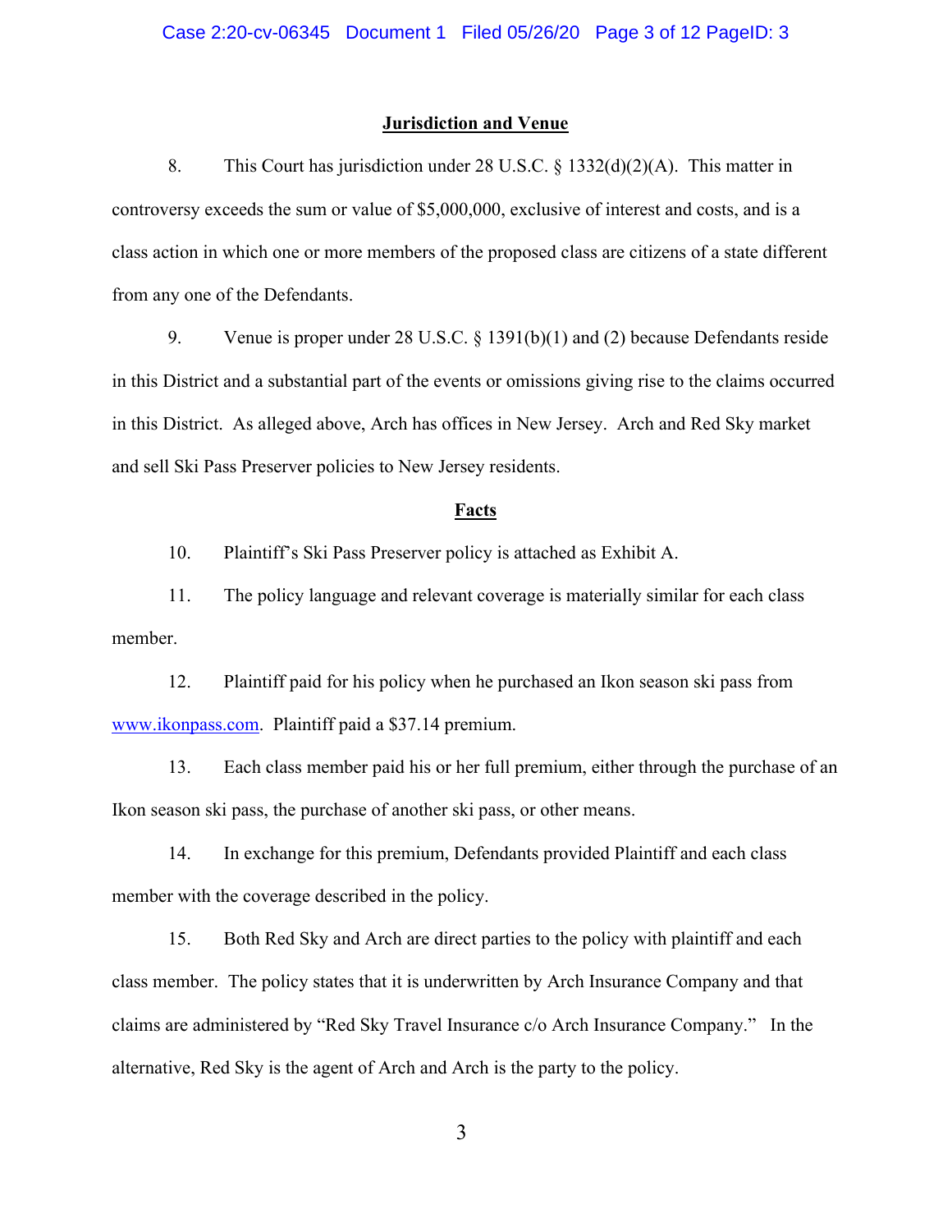## Jurisdiction and Venue

8. This Court has jurisdiction under 28 U.S.C. § 1332(d)(2)(A). This matter in controversy exceeds the sum or value of $5,000,000, exclusive of interest and costs, and is a class action in which one or more members of the proposed class are citizens of a state different from any one of the Defendants.

9. Venue is proper under 28 U.S.C. § 1391(b)(1) and (2) because Defendants reside in this District and a substantial part of the events or omissions giving rise to the claims occurred in this District. As alleged above, Arch has offices in New Jersey. Arch and Red Sky market and sell Ski Pass Preserver policies to New Jersey residents.

## Facts

10. Plaintiff's Ski Pass Preserver policy is attached as Exhibit A.

11. The policy language and relevant coverage is materially similar for each class member.

12. Plaintiff paid for his policy when he purchased an Ikon season ski pass from www.ikonpass.com. Plaintiff paid a $37.14 premium.

13. Each class member paid his or her full premium, either through the purchase of an Ikon season ski pass, the purchase of another ski pass, or other means.

14. In exchange for this premium, Defendants provided Plaintiff and each class member with the coverage described in the policy.

15. Both Red Sky and Arch are direct parties to the policy with plaintiff and each class member. The policy states that it is underwritten by Arch Insurance Company and that claims are administered by "Red Sky Travel Insurance c/o Arch Insurance Company." In the alternative, Red Sky is the agent of Arch and Arch is the party to the policy.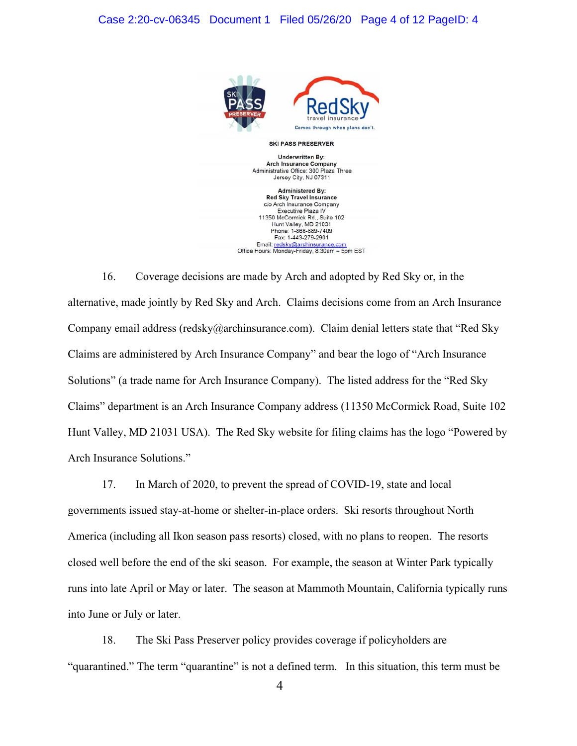SKI PASS PRESERVER

Underwritten By:
Arch Insurance Company
Administrative Office: 300 Plaza Three
Jersey City, NJ 07311

Administered By:
Red Sky Travel Insurance
c/o Arch Insurance Company
Executive Plaza IV
11350 McCormick Rd., Suite 102
Hunt Valley, MD 21031
Phone: 1-866-889-7409
Fax: 1-443-279-2901
Email: redsky@archinsurance.com
Office Hours: Monday-Friday, 8:30am – 5pm EST

16. Coverage decisions are made by Arch and adopted by Red Sky or, in the alternative, made jointly by Red Sky and Arch. Claims decisions come from an Arch Insurance Company email address (redsky@archinsurance.com). Claim denial letters state that "Red Sky Claims are administered by Arch Insurance Company" and bear the logo of "Arch Insurance Solutions" (a trade name for Arch Insurance Company). The listed address for the "Red Sky Claims" department is an Arch Insurance Company address (11350 McCormick Road, Suite 102 Hunt Valley, MD 21031 USA). The Red Sky website for filing claims has the logo "Powered by Arch Insurance Solutions."

17. In March of 2020, to prevent the spread of COVID-19, state and local governments issued stay-at-home or shelter-in-place orders. Ski resorts throughout North America (including all Ikon season pass resorts) closed, with no plans to reopen. The resorts closed well before the end of the ski season. For example, the season at Winter Park typically runs into late April or May or later. The season at Mammoth Mountain, California typically runs into June or July or later.

18. The Ski Pass Preserver policy provides coverage if policyholders are "quarantined." The term "quarantine" is not a defined term. In this situation, this term must be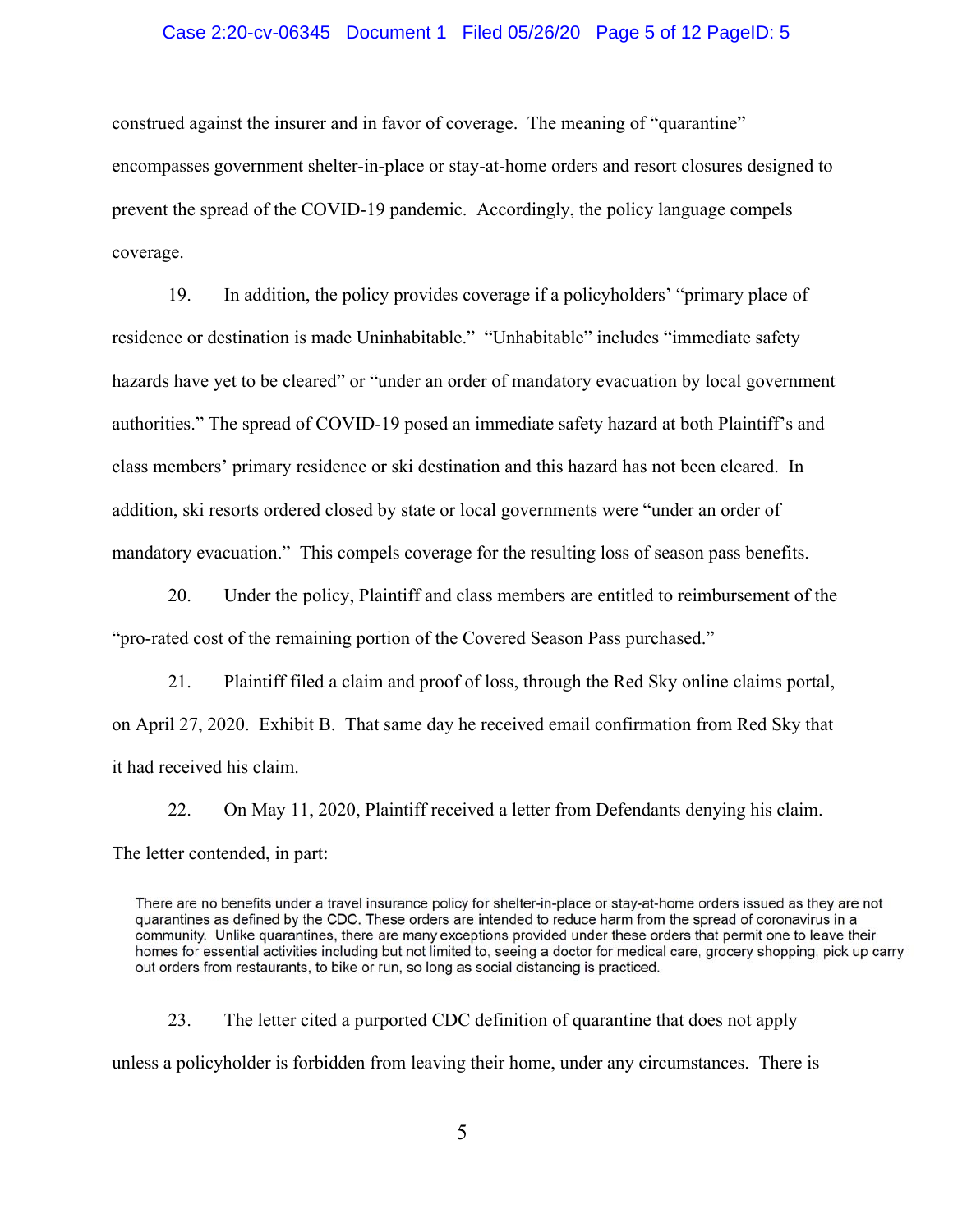construed against the insurer and in favor of coverage. The meaning of "quarantine" encompasses government shelter-in-place or stay-at-home orders and resort closures designed to prevent the spread of the COVID-19 pandemic. Accordingly, the policy language compels coverage.

19. In addition, the policy provides coverage if a policyholders' "primary place of residence or destination is made Uninhabitable." "Unhabitable" includes "immediate safety hazards have yet to be cleared" or "under an order of mandatory evacuation by local government authorities." The spread of COVID-19 posed an immediate safety hazard at both Plaintiff's and class members' primary residence or ski destination and this hazard has not been cleared. In addition, ski resorts ordered closed by state or local governments were "under an order of mandatory evacuation." This compels coverage for the resulting loss of season pass benefits.

20. Under the policy, Plaintiff and class members are entitled to reimbursement of the "pro-rated cost of the remaining portion of the Covered Season Pass purchased."

21. Plaintiff filed a claim and proof of loss, through the Red Sky online claims portal, on April 27, 2020. Exhibit B. That same day he received email confirmation from Red Sky that it had received his claim.

22. On May 11, 2020, Plaintiff received a letter from Defendants denying his claim. The letter contended, in part:

> There are no benefits under a travel insurance policy for shelter-in-place or stay-at-home orders issued as they are not quarantines as defined by the CDC. These orders are intended to reduce harm from the spread of coronavirus in a community. Unlike quarantines, there are many exceptions provided under these orders that permit one to leave their homes for essential activities including but not limited to, seeing a doctor for medical care, grocery shopping, pick up carry out orders from restaurants, to bike or run, so long as social distancing is practiced.

23. The letter cited a purported CDC definition of quarantine that does not apply unless a policyholder is forbidden from leaving their home, under any circumstances. There is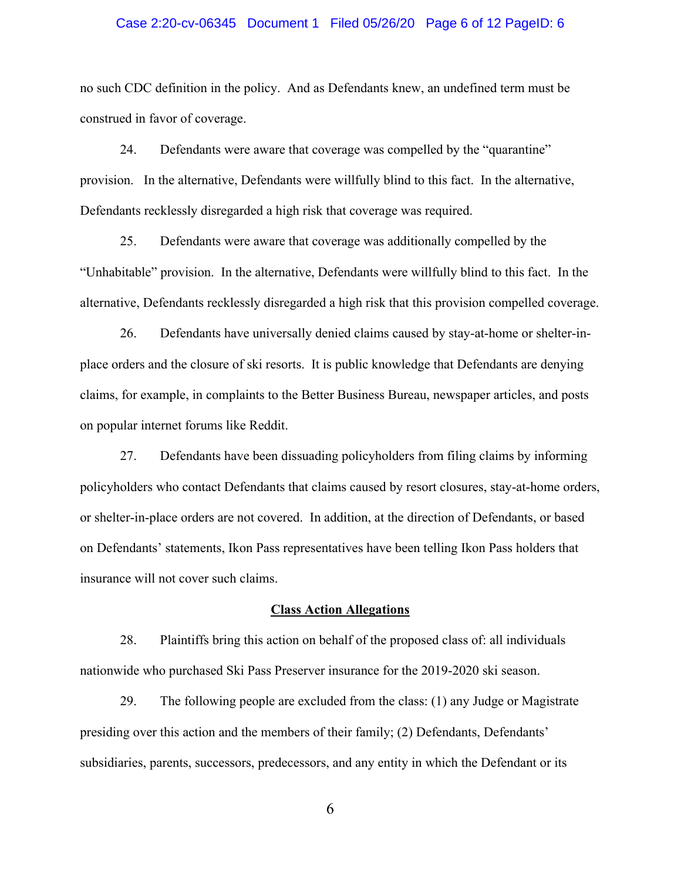no such CDC definition in the policy. And as Defendants knew, an undefined term must be construed in favor of coverage.

24. Defendants were aware that coverage was compelled by the "quarantine" provision. In the alternative, Defendants were willfully blind to this fact. In the alternative, Defendants recklessly disregarded a high risk that coverage was required.

25. Defendants were aware that coverage was additionally compelled by the "Unhabitable" provision. In the alternative, Defendants were willfully blind to this fact. In the alternative, Defendants recklessly disregarded a high risk that this provision compelled coverage.

26. Defendants have universally denied claims caused by stay-at-home or shelter-in-place orders and the closure of ski resorts. It is public knowledge that Defendants are denying claims, for example, in complaints to the Better Business Bureau, newspaper articles, and posts on popular internet forums like Reddit.

27. Defendants have been dissuading policyholders from filing claims by informing policyholders who contact Defendants that claims caused by resort closures, stay-at-home orders, or shelter-in-place orders are not covered. In addition, at the direction of Defendants, or based on Defendants' statements, Ikon Pass representatives have been telling Ikon Pass holders that insurance will not cover such claims.

## Class Action Allegations

28. Plaintiffs bring this action on behalf of the proposed class of: all individuals nationwide who purchased Ski Pass Preserver insurance for the 2019-2020 ski season.

29. The following people are excluded from the class: (1) any Judge or Magistrate presiding over this action and the members of their family; (2) Defendants, Defendants' subsidiaries, parents, successors, predecessors, and any entity in which the Defendant or its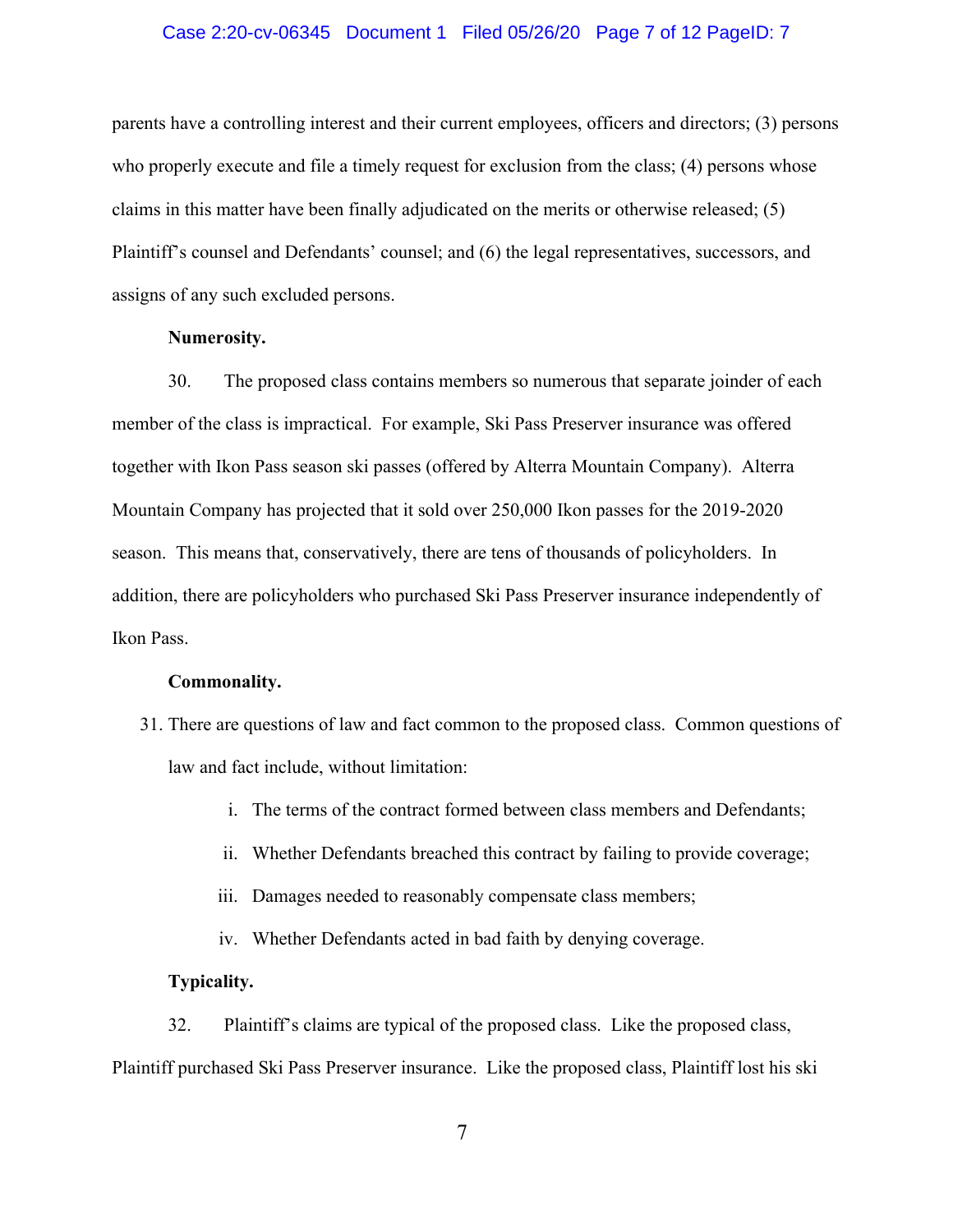parents have a controlling interest and their current employees, officers and directors; (3) persons who properly execute and file a timely request for exclusion from the class; (4) persons whose claims in this matter have been finally adjudicated on the merits or otherwise released; (5) Plaintiff's counsel and Defendants' counsel; and (6) the legal representatives, successors, and assigns of any such excluded persons.

**Numerosity.**

30. The proposed class contains members so numerous that separate joinder of each member of the class is impractical. For example, Ski Pass Preserver insurance was offered together with Ikon Pass season ski passes (offered by Alterra Mountain Company). Alterra Mountain Company has projected that it sold over 250,000 Ikon passes for the 2019-2020 season. This means that, conservatively, there are tens of thousands of policyholders. In addition, there are policyholders who purchased Ski Pass Preserver insurance independently of Ikon Pass.

**Commonality.**

31. There are questions of law and fact common to the proposed class. Common questions of law and fact include, without limitation:

    i. The terms of the contract formed between class members and Defendants;

    ii. Whether Defendants breached this contract by failing to provide coverage;

    iii. Damages needed to reasonably compensate class members;

    iv. Whether Defendants acted in bad faith by denying coverage.

**Typicality.**

32. Plaintiff's claims are typical of the proposed class. Like the proposed class, Plaintiff purchased Ski Pass Preserver insurance. Like the proposed class, Plaintiff lost his ski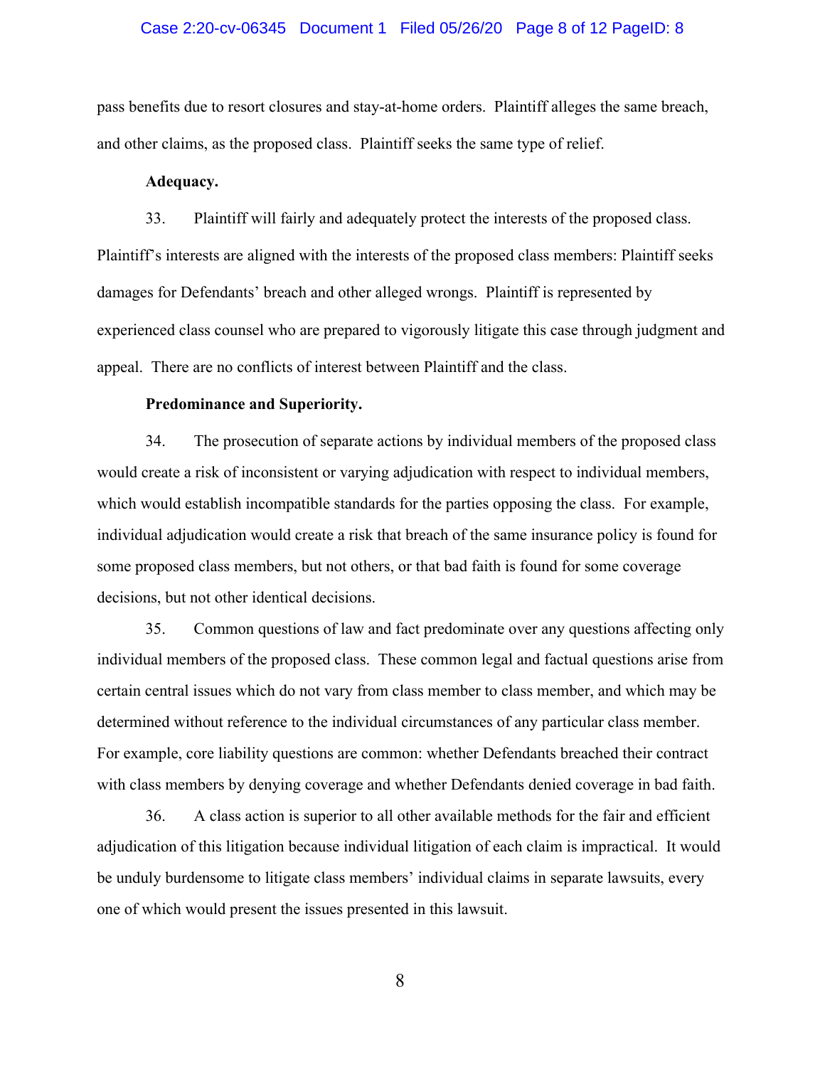pass benefits due to resort closures and stay-at-home orders. Plaintiff alleges the same breach, and other claims, as the proposed class. Plaintiff seeks the same type of relief.

**Adequacy.**

33. Plaintiff will fairly and adequately protect the interests of the proposed class. Plaintiff's interests are aligned with the interests of the proposed class members: Plaintiff seeks damages for Defendants' breach and other alleged wrongs. Plaintiff is represented by experienced class counsel who are prepared to vigorously litigate this case through judgment and appeal. There are no conflicts of interest between Plaintiff and the class.

**Predominance and Superiority.**

34. The prosecution of separate actions by individual members of the proposed class would create a risk of inconsistent or varying adjudication with respect to individual members, which would establish incompatible standards for the parties opposing the class. For example, individual adjudication would create a risk that breach of the same insurance policy is found for some proposed class members, but not others, or that bad faith is found for some coverage decisions, but not other identical decisions.

35. Common questions of law and fact predominate over any questions affecting only individual members of the proposed class. These common legal and factual questions arise from certain central issues which do not vary from class member to class member, and which may be determined without reference to the individual circumstances of any particular class member. For example, core liability questions are common: whether Defendants breached their contract with class members by denying coverage and whether Defendants denied coverage in bad faith.

36. A class action is superior to all other available methods for the fair and efficient adjudication of this litigation because individual litigation of each claim is impractical. It would be unduly burdensome to litigate class members' individual claims in separate lawsuits, every one of which would present the issues presented in this lawsuit.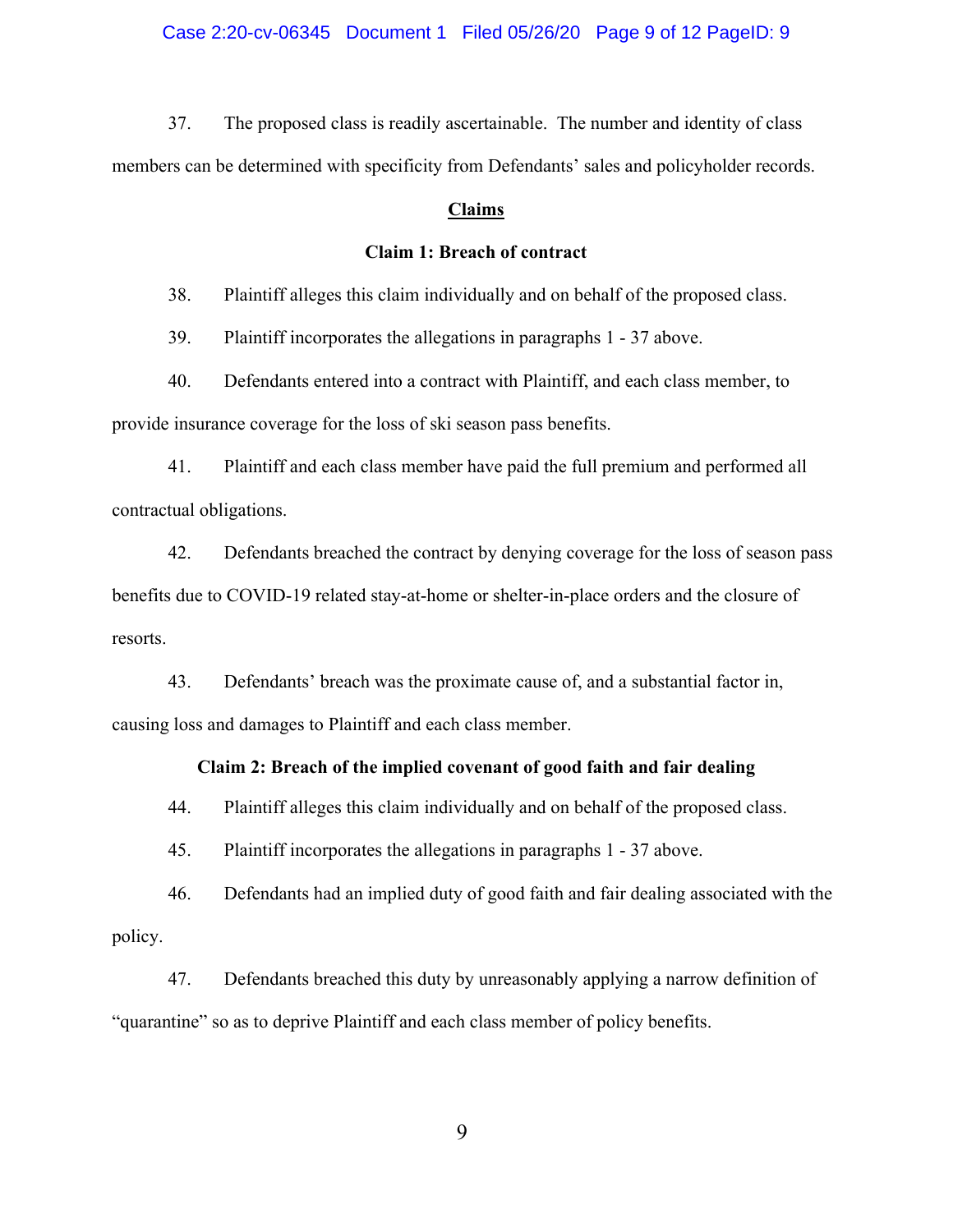37. The proposed class is readily ascertainable. The number and identity of class members can be determined with specificity from Defendants' sales and policyholder records.

## Claims

### Claim 1: Breach of contract

38. Plaintiff alleges this claim individually and on behalf of the proposed class.

39. Plaintiff incorporates the allegations in paragraphs 1 - 37 above.

40. Defendants entered into a contract with Plaintiff, and each class member, to provide insurance coverage for the loss of ski season pass benefits.

41. Plaintiff and each class member have paid the full premium and performed all contractual obligations.

42. Defendants breached the contract by denying coverage for the loss of season pass benefits due to COVID-19 related stay-at-home or shelter-in-place orders and the closure of resorts.

43. Defendants' breach was the proximate cause of, and a substantial factor in, causing loss and damages to Plaintiff and each class member.

### Claim 2: Breach of the implied covenant of good faith and fair dealing

44. Plaintiff alleges this claim individually and on behalf of the proposed class.

45. Plaintiff incorporates the allegations in paragraphs 1 - 37 above.

46. Defendants had an implied duty of good faith and fair dealing associated with the policy.

47. Defendants breached this duty by unreasonably applying a narrow definition of "quarantine" so as to deprive Plaintiff and each class member of policy benefits.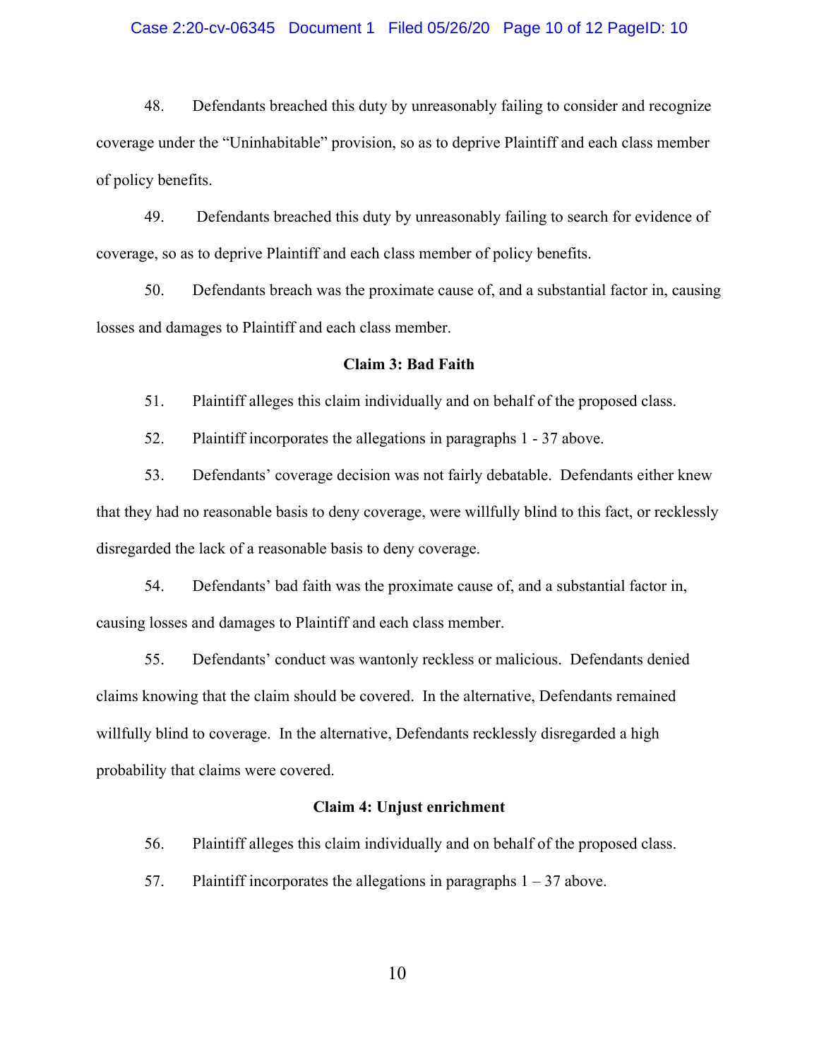48. Defendants breached this duty by unreasonably failing to consider and recognize coverage under the "Uninhabitable" provision, so as to deprive Plaintiff and each class member of policy benefits.

49. Defendants breached this duty by unreasonably failing to search for evidence of coverage, so as to deprive Plaintiff and each class member of policy benefits.

50. Defendants breach was the proximate cause of, and a substantial factor in, causing losses and damages to Plaintiff and each class member.

**Claim 3: Bad Faith**

51. Plaintiff alleges this claim individually and on behalf of the proposed class.

52. Plaintiff incorporates the allegations in paragraphs 1 - 37 above.

53. Defendants' coverage decision was not fairly debatable. Defendants either knew that they had no reasonable basis to deny coverage, were willfully blind to this fact, or recklessly disregarded the lack of a reasonable basis to deny coverage.

54. Defendants' bad faith was the proximate cause of, and a substantial factor in, causing losses and damages to Plaintiff and each class member.

55. Defendants' conduct was wantonly reckless or malicious. Defendants denied claims knowing that the claim should be covered. In the alternative, Defendants remained willfully blind to coverage. In the alternative, Defendants recklessly disregarded a high probability that claims were covered.

**Claim 4: Unjust enrichment**

56. Plaintiff alleges this claim individually and on behalf of the proposed class.

57. Plaintiff incorporates the allegations in paragraphs 1 – 37 above.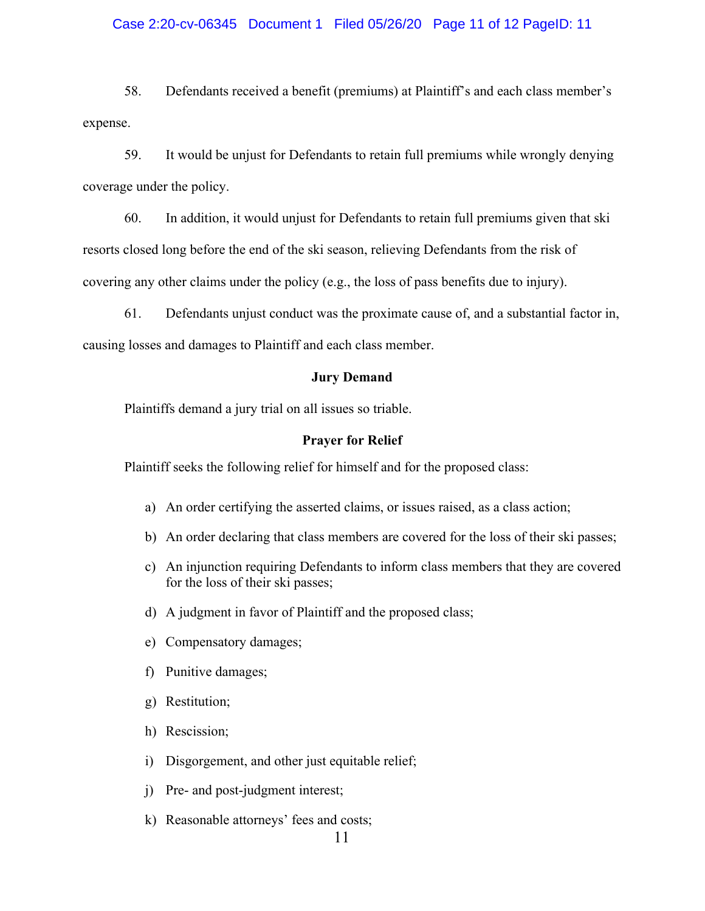58. Defendants received a benefit (premiums) at Plaintiff's and each class member's expense.

59. It would be unjust for Defendants to retain full premiums while wrongly denying coverage under the policy.

60. In addition, it would unjust for Defendants to retain full premiums given that ski resorts closed long before the end of the ski season, relieving Defendants from the risk of covering any other claims under the policy (e.g., the loss of pass benefits due to injury).

61. Defendants unjust conduct was the proximate cause of, and a substantial factor in, causing losses and damages to Plaintiff and each class member.

**Jury Demand**

Plaintiffs demand a jury trial on all issues so triable.

**Prayer for Relief**

Plaintiff seeks the following relief for himself and for the proposed class:

a) An order certifying the asserted claims, or issues raised, as a class action;

b) An order declaring that class members are covered for the loss of their ski passes;

c) An injunction requiring Defendants to inform class members that they are covered for the loss of their ski passes;

d) A judgment in favor of Plaintiff and the proposed class;

e) Compensatory damages;

f) Punitive damages;

g) Restitution;

h) Rescission;

i) Disgorgement, and other just equitable relief;

j) Pre- and post-judgment interest;

k) Reasonable attorneys' fees and costs;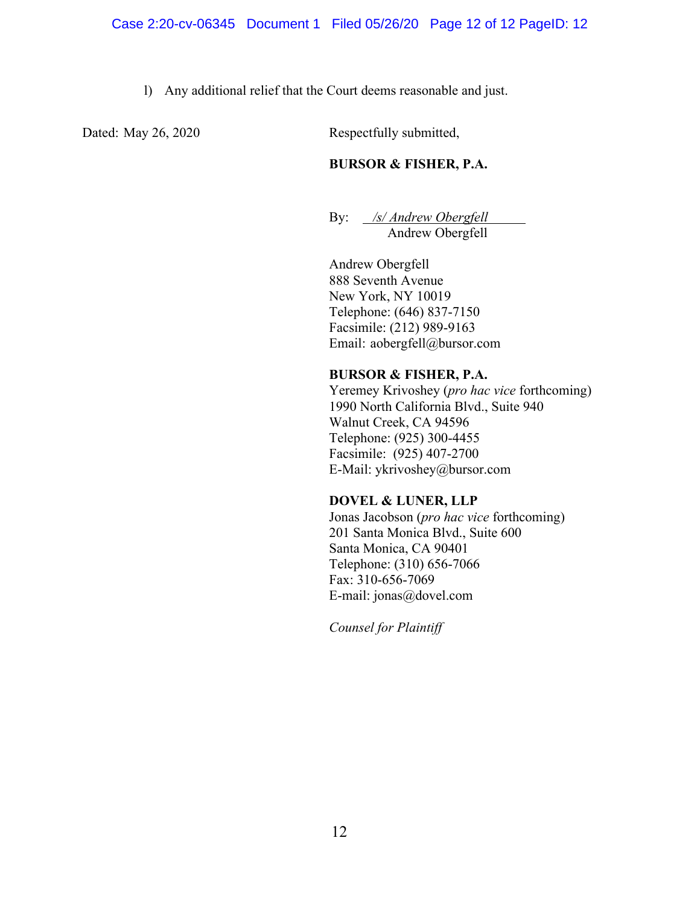l) Any additional relief that the Court deems reasonable and just.

Dated: May 26, 2020

Respectfully submitted,

**BURSOR & FISHER, P.A.**

By: */s/ Andrew Obergfell*
Andrew Obergfell

Andrew Obergfell
888 Seventh Avenue
New York, NY 10019
Telephone: (646) 837-7150
Facsimile: (212) 989-9163
Email: aobergfell@bursor.com

**BURSOR & FISHER, P.A.**
Yeremey Krivoshey (*pro hac vice* forthcoming)
1990 North California Blvd., Suite 940
Walnut Creek, CA 94596
Telephone: (925) 300-4455
Facsimile: (925) 407-2700
E-Mail: ykrivoshey@bursor.com

**DOVEL & LUNER, LLP**
Jonas Jacobson (*pro hac vice* forthcoming)
201 Santa Monica Blvd., Suite 600
Santa Monica, CA 90401
Telephone: (310) 656-7066
Fax: 310-656-7069
E-mail: jonas@dovel.com

*Counsel for Plaintiff*